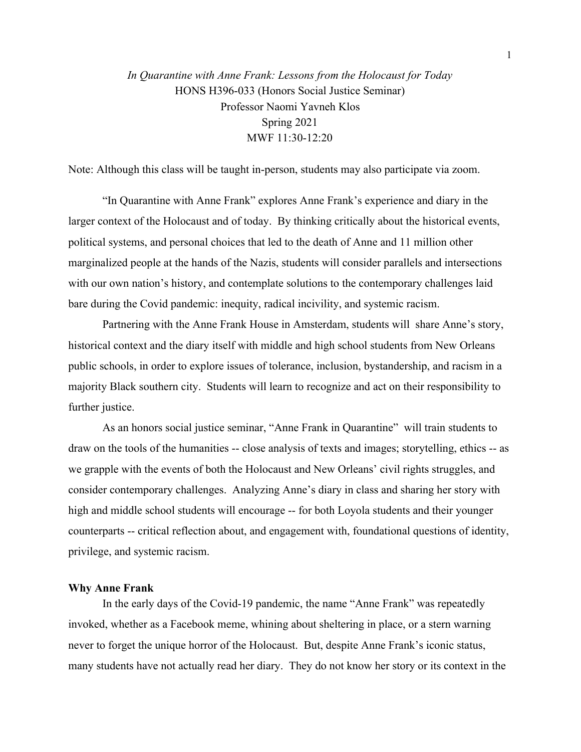*In Quarantine with Anne Frank: Lessons from the Holocaust for Today*
HONS H396-033 (Honors Social Justice Seminar)
Professor Naomi Yavneh Klos
Spring 2021
MWF 11:30-12:20

Note: Although this class will be taught in-person, students may also participate via zoom.

"In Quarantine with Anne Frank" explores Anne Frank's experience and diary in the larger context of the Holocaust and of today. By thinking critically about the historical events, political systems, and personal choices that led to the death of Anne and 11 million other marginalized people at the hands of the Nazis, students will consider parallels and intersections with our own nation's history, and contemplate solutions to the contemporary challenges laid bare during the Covid pandemic: inequity, radical incivility, and systemic racism.

Partnering with the Anne Frank House in Amsterdam, students will share Anne's story, historical context and the diary itself with middle and high school students from New Orleans public schools, in order to explore issues of tolerance, inclusion, bystandership, and racism in a majority Black southern city. Students will learn to recognize and act on their responsibility to further justice.

As an honors social justice seminar, "Anne Frank in Quarantine" will train students to draw on the tools of the humanities -- close analysis of texts and images; storytelling, ethics -- as we grapple with the events of both the Holocaust and New Orleans' civil rights struggles, and consider contemporary challenges. Analyzing Anne's diary in class and sharing her story with high and middle school students will encourage -- for both Loyola students and their younger counterparts -- critical reflection about, and engagement with, foundational questions of identity, privilege, and systemic racism.

**Why Anne Frank**

In the early days of the Covid-19 pandemic, the name "Anne Frank" was repeatedly invoked, whether as a Facebook meme, whining about sheltering in place, or a stern warning never to forget the unique horror of the Holocaust. But, despite Anne Frank's iconic status, many students have not actually read her diary. They do not know her story or its context in the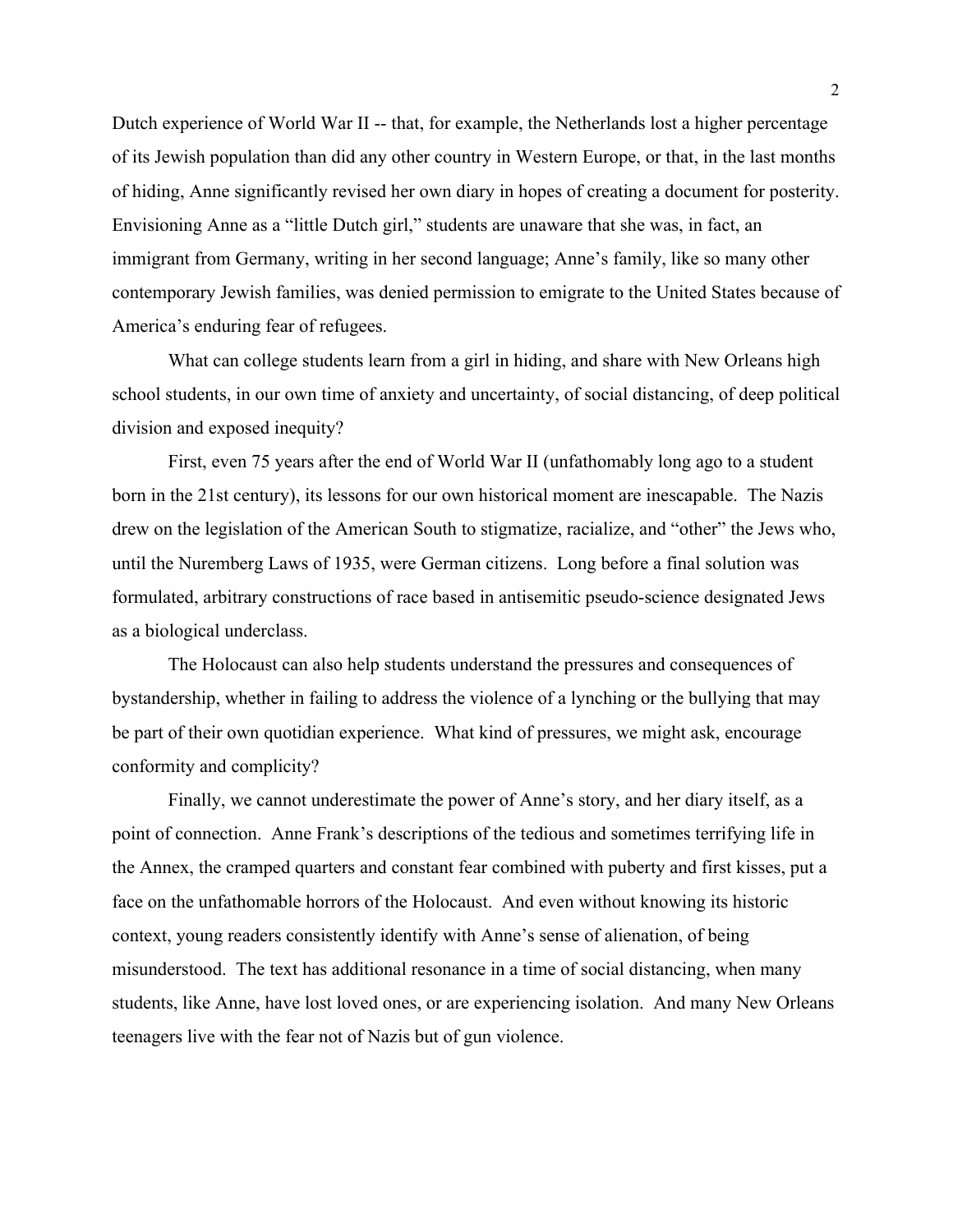Dutch experience of World War II -- that, for example, the Netherlands lost a higher percentage of its Jewish population than did any other country in Western Europe, or that, in the last months of hiding, Anne significantly revised her own diary in hopes of creating a document for posterity. Envisioning Anne as a "little Dutch girl," students are unaware that she was, in fact, an immigrant from Germany, writing in her second language; Anne's family, like so many other contemporary Jewish families, was denied permission to emigrate to the United States because of America's enduring fear of refugees.

What can college students learn from a girl in hiding, and share with New Orleans high school students, in our own time of anxiety and uncertainty, of social distancing, of deep political division and exposed inequity?

First, even 75 years after the end of World War II (unfathomably long ago to a student born in the 21st century), its lessons for our own historical moment are inescapable. The Nazis drew on the legislation of the American South to stigmatize, racialize, and "other" the Jews who, until the Nuremberg Laws of 1935, were German citizens. Long before a final solution was formulated, arbitrary constructions of race based in antisemitic pseudo-science designated Jews as a biological underclass.

The Holocaust can also help students understand the pressures and consequences of bystandership, whether in failing to address the violence of a lynching or the bullying that may be part of their own quotidian experience. What kind of pressures, we might ask, encourage conformity and complicity?

Finally, we cannot underestimate the power of Anne's story, and her diary itself, as a point of connection. Anne Frank's descriptions of the tedious and sometimes terrifying life in the Annex, the cramped quarters and constant fear combined with puberty and first kisses, put a face on the unfathomable horrors of the Holocaust. And even without knowing its historic context, young readers consistently identify with Anne's sense of alienation, of being misunderstood. The text has additional resonance in a time of social distancing, when many students, like Anne, have lost loved ones, or are experiencing isolation. And many New Orleans teenagers live with the fear not of Nazis but of gun violence.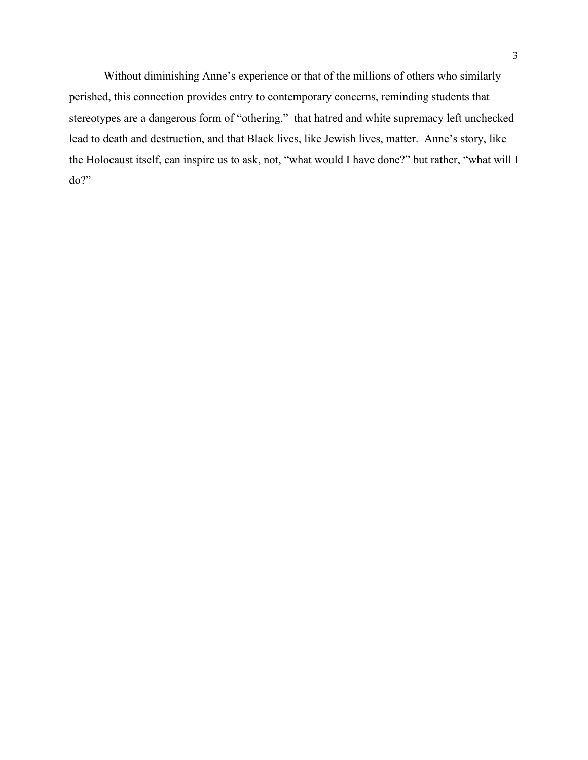Without diminishing Anne's experience or that of the millions of others who similarly perished, this connection provides entry to contemporary concerns, reminding students that stereotypes are a dangerous form of "othering," that hatred and white supremacy left unchecked lead to death and destruction, and that Black lives, like Jewish lives, matter. Anne's story, like the Holocaust itself, can inspire us to ask, not, "what would I have done?" but rather, "what will I do?"